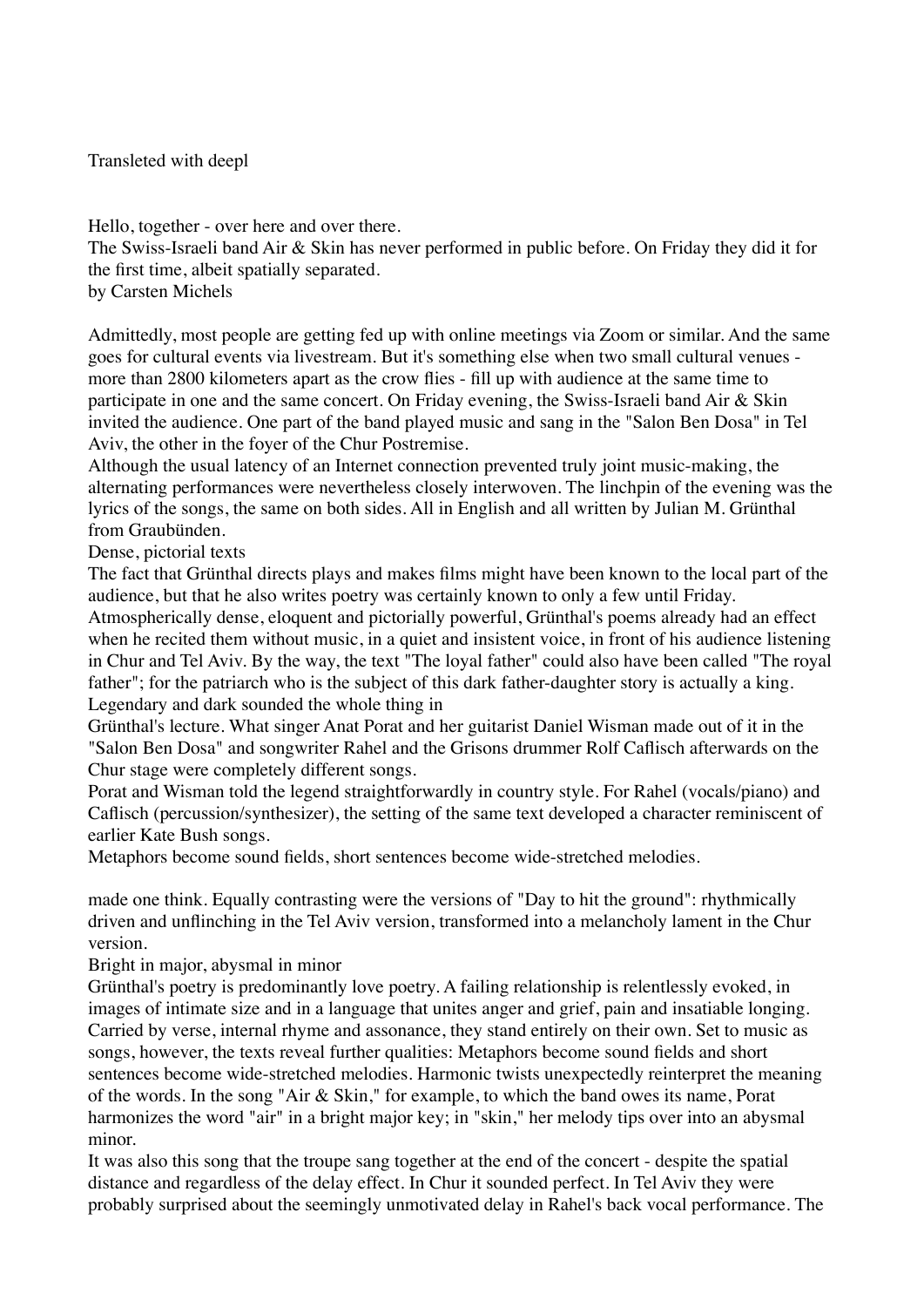Transleted with deepl

Hello, together - over here and over there.

The Swiss-Israeli band Air & Skin has never performed in public before. On Friday they did it for the first time, albeit spatially separated.

by Carsten Michels

Admittedly, most people are getting fed up with online meetings via Zoom or similar. And the same goes for cultural events via livestream. But it's something else when two small cultural venues - more than 2800 kilometers apart as the crow flies - fill up with audience at the same time to participate in one and the same concert. On Friday evening, the Swiss-Israeli band Air & Skin invited the audience. One part of the band played music and sang in the "Salon Ben Dosa" in Tel Aviv, the other in the foyer of the Chur Postremise.

Although the usual latency of an Internet connection prevented truly joint music-making, the alternating performances were nevertheless closely interwoven. The linchpin of the evening was the lyrics of the songs, the same on both sides. All in English and all written by Julian M. Grünthal from Graubünden.

Dense, pictorial texts

The fact that Grünthal directs plays and makes films might have been known to the local part of the audience, but that he also writes poetry was certainly known to only a few until Friday.

Atmospherically dense, eloquent and pictorially powerful, Grünthal's poems already had an effect when he recited them without music, in a quiet and insistent voice, in front of his audience listening in Chur and Tel Aviv. By the way, the text "The loyal father" could also have been called "The royal father"; for the patriarch who is the subject of this dark father-daughter story is actually a king.

Legendary and dark sounded the whole thing in

Grünthal's lecture. What singer Anat Porat and her guitarist Daniel Wisman made out of it in the "Salon Ben Dosa" and songwriter Rahel and the Grisons drummer Rolf Caflisch afterwards on the Chur stage were completely different songs.

Porat and Wisman told the legend straightforwardly in country style. For Rahel (vocals/piano) and Caflisch (percussion/synthesizer), the setting of the same text developed a character reminiscent of earlier Kate Bush songs.

Metaphors become sound fields, short sentences become wide-stretched melodies.

made one think. Equally contrasting were the versions of "Day to hit the ground": rhythmically driven and unflinching in the Tel Aviv version, transformed into a melancholy lament in the Chur version.

Bright in major, abysmal in minor

Grünthal's poetry is predominantly love poetry. A failing relationship is relentlessly evoked, in images of intimate size and in a language that unites anger and grief, pain and insatiable longing. Carried by verse, internal rhyme and assonance, they stand entirely on their own. Set to music as songs, however, the texts reveal further qualities: Metaphors become sound fields and short sentences become wide-stretched melodies. Harmonic twists unexpectedly reinterpret the meaning of the words. In the song "Air & Skin," for example, to which the band owes its name, Porat harmonizes the word "air" in a bright major key; in "skin," her melody tips over into an abysmal minor.

It was also this song that the troupe sang together at the end of the concert - despite the spatial distance and regardless of the delay effect. In Chur it sounded perfect. In Tel Aviv they were probably surprised about the seemingly unmotivated delay in Rahel's back vocal performance. The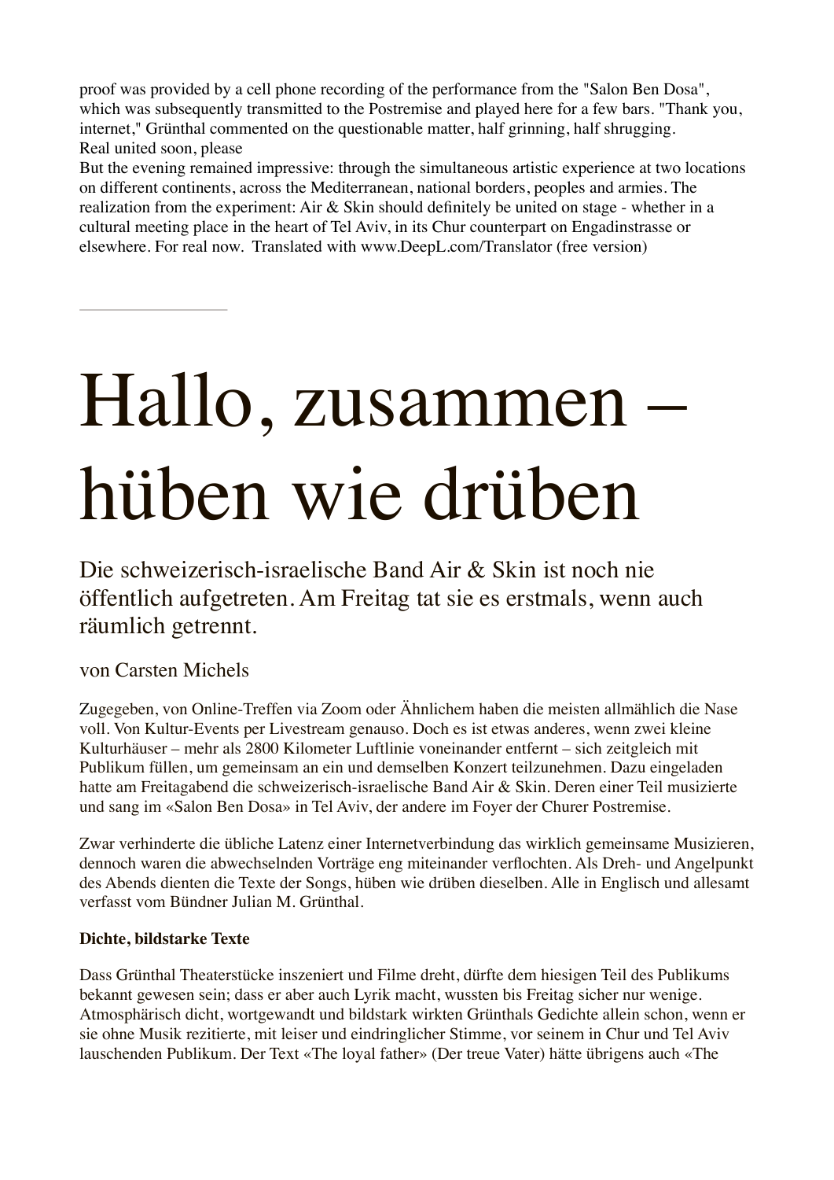proof was provided by a cell phone recording of the performance from the "Salon Ben Dosa", which was subsequently transmitted to the Postremise and played here for a few bars. "Thank you, internet," Grünthal commented on the questionable matter, half grinning, half shrugging.
Real united soon, please
But the evening remained impressive: through the simultaneous artistic experience at two locations on different continents, across the Mediterranean, national borders, peoples and armies. The realization from the experiment: Air & Skin should definitely be united on stage - whether in a cultural meeting place in the heart of Tel Aviv, in its Chur counterpart on Engadinstrasse or elsewhere. For real now. Translated with www.DeepL.com/Translator (free version)

---

# Hallo, zusammen – hüben wie drüben

## Die schweizerisch-israelische Band Air & Skin ist noch nie öffentlich aufgetreten. Am Freitag tat sie es erstmals, wenn auch räumlich getrennt.

von Carsten Michels

Zugegeben, von Online-Treffen via Zoom oder Ähnlichem haben die meisten allmählich die Nase voll. Von Kultur-Events per Livestream genauso. Doch es ist etwas anderes, wenn zwei kleine Kulturhäuser – mehr als 2800 Kilometer Luftlinie voneinander entfernt – sich zeitgleich mit Publikum füllen, um gemeinsam an ein und demselben Konzert teilzunehmen. Dazu eingeladen hatte am Freitagabend die schweizerisch-israelische Band Air & Skin. Deren einer Teil musizierte und sang im «Salon Ben Dosa» in Tel Aviv, der andere im Foyer der Churer Postremise.

Zwar verhinderte die übliche Latenz einer Internetverbindung das wirklich gemeinsame Musizieren, dennoch waren die abwechselnden Vorträge eng miteinander verflochten. Als Dreh- und Angelpunkt des Abends dienten die Texte der Songs, hüben wie drüben dieselben. Alle in Englisch und allesamt verfasst vom Bündner Julian M. Grünthal.

**Dichte, bildstarke Texte**

Dass Grünthal Theaterstücke inszeniert und Filme dreht, dürfte dem hiesigen Teil des Publikums bekannt gewesen sein; dass er aber auch Lyrik macht, wussten bis Freitag sicher nur wenige. Atmosphärisch dicht, wortgewandt und bildstark wirkten Grünthals Gedichte allein schon, wenn er sie ohne Musik rezitierte, mit leiser und eindringlicher Stimme, vor seinem in Chur und Tel Aviv lauschenden Publikum. Der Text «The loyal father» (Der treue Vater) hätte übrigens auch «The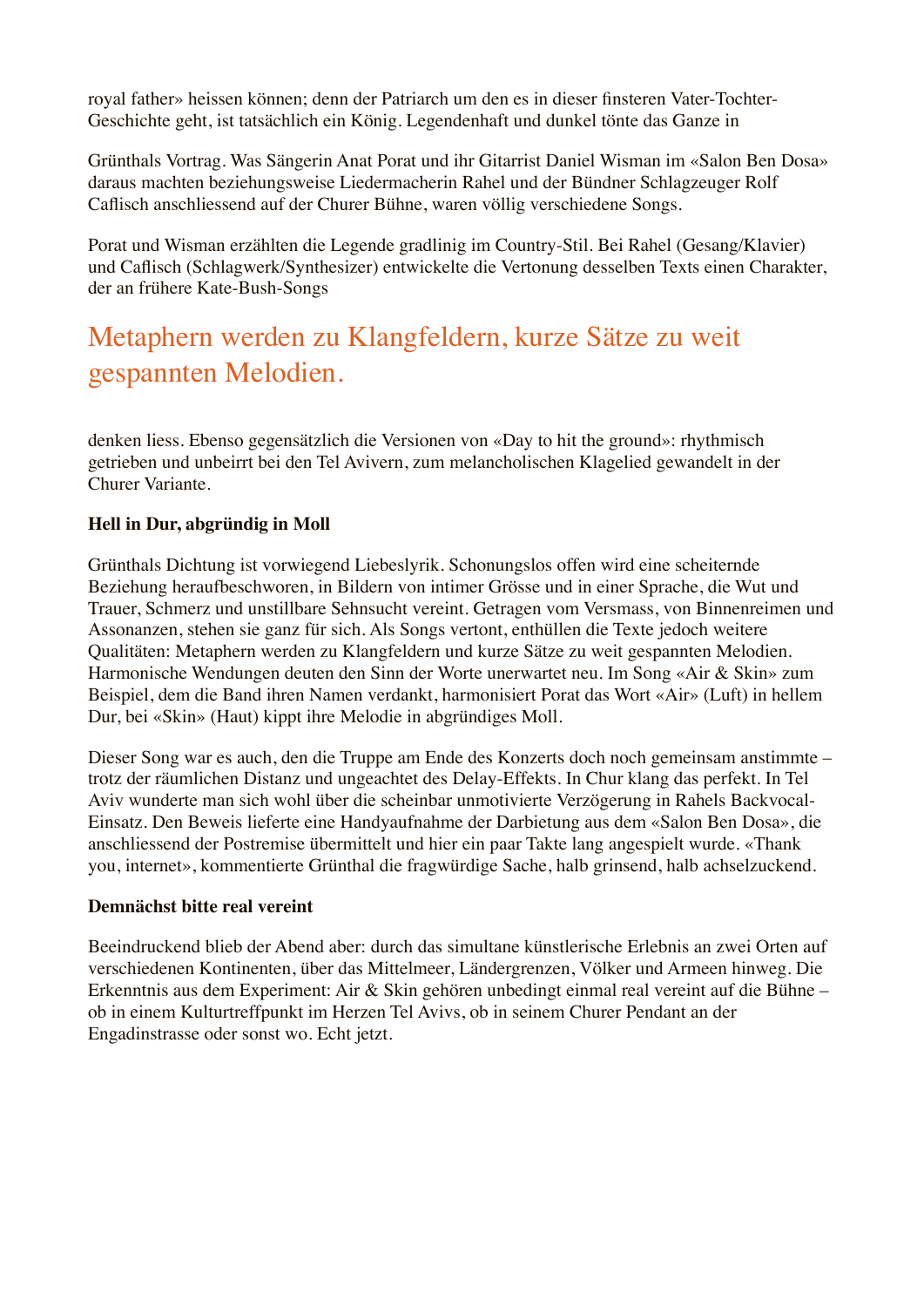royal father» heissen können; denn der Patriarch um den es in dieser finsteren Vater-Tochter-Geschichte geht, ist tatsächlich ein König. Legendenhaft und dunkel tönte das Ganze in

Grünthals Vortrag. Was Sängerin Anat Porat und ihr Gitarrist Daniel Wisman im «Salon Ben Dosa» daraus machten beziehungsweise Liedermacherin Rahel und der Bündner Schlagzeuger Rolf Caflisch anschliessend auf der Churer Bühne, waren völlig verschiedene Songs.

Porat und Wisman erzählten die Legende gradlinig im Country-Stil. Bei Rahel (Gesang/Klavier) und Caflisch (Schlagwerk/Synthesizer) entwickelte die Vertonung desselben Texts einen Charakter, der an frühere Kate-Bush-Songs

> Metaphern werden zu Klangfeldern, kurze Sätze zu weit gespannten Melodien.

denken liess. Ebenso gegensätzlich die Versionen von «Day to hit the ground»: rhythmisch getrieben und unbeirrt bei den Tel Avivern, zum melancholischen Klagelied gewandelt in der Churer Variante.

**Hell in Dur, abgründig in Moll**

Grünthals Dichtung ist vorwiegend Liebeslyrik. Schonungslos offen wird eine scheiternde Beziehung heraufbeschworen, in Bildern von intimer Grösse und in einer Sprache, die Wut und Trauer, Schmerz und unstillbare Sehnsucht vereint. Getragen vom Versmass, von Binnenreimen und Assonanzen, stehen sie ganz für sich. Als Songs vertont, enthüllen die Texte jedoch weitere Qualitäten: Metaphern werden zu Klangfeldern und kurze Sätze zu weit gespannten Melodien. Harmonische Wendungen deuten den Sinn der Worte unerwartet neu. Im Song «Air & Skin» zum Beispiel, dem die Band ihren Namen verdankt, harmonisiert Porat das Wort «Air» (Luft) in hellem Dur, bei «Skin» (Haut) kippt ihre Melodie in abgründiges Moll.

Dieser Song war es auch, den die Truppe am Ende des Konzerts doch noch gemeinsam anstimmte – trotz der räumlichen Distanz und ungeachtet des Delay-Effekts. In Chur klang das perfekt. In Tel Aviv wunderte man sich wohl über die scheinbar unmotivierte Verzögerung in Rahels Backvocal-Einsatz. Den Beweis lieferte eine Handyaufnahme der Darbietung aus dem «Salon Ben Dosa», die anschliessend der Postremise übermittelt und hier ein paar Takte lang angespielt wurde. «Thank you, internet», kommentierte Grünthal die fragwürdige Sache, halb grinsend, halb achselzuckend.

**Demnächst bitte real vereint**

Beeindruckend blieb der Abend aber: durch das simultane künstlerische Erlebnis an zwei Orten auf verschiedenen Kontinenten, über das Mittelmeer, Ländergrenzen, Völker und Armeen hinweg. Die Erkenntnis aus dem Experiment: Air & Skin gehören unbedingt einmal real vereint auf die Bühne – ob in einem Kulturtreffpunkt im Herzen Tel Avivs, ob in seinem Churer Pendant an der Engadinstrasse oder sonst wo. Echt jetzt.